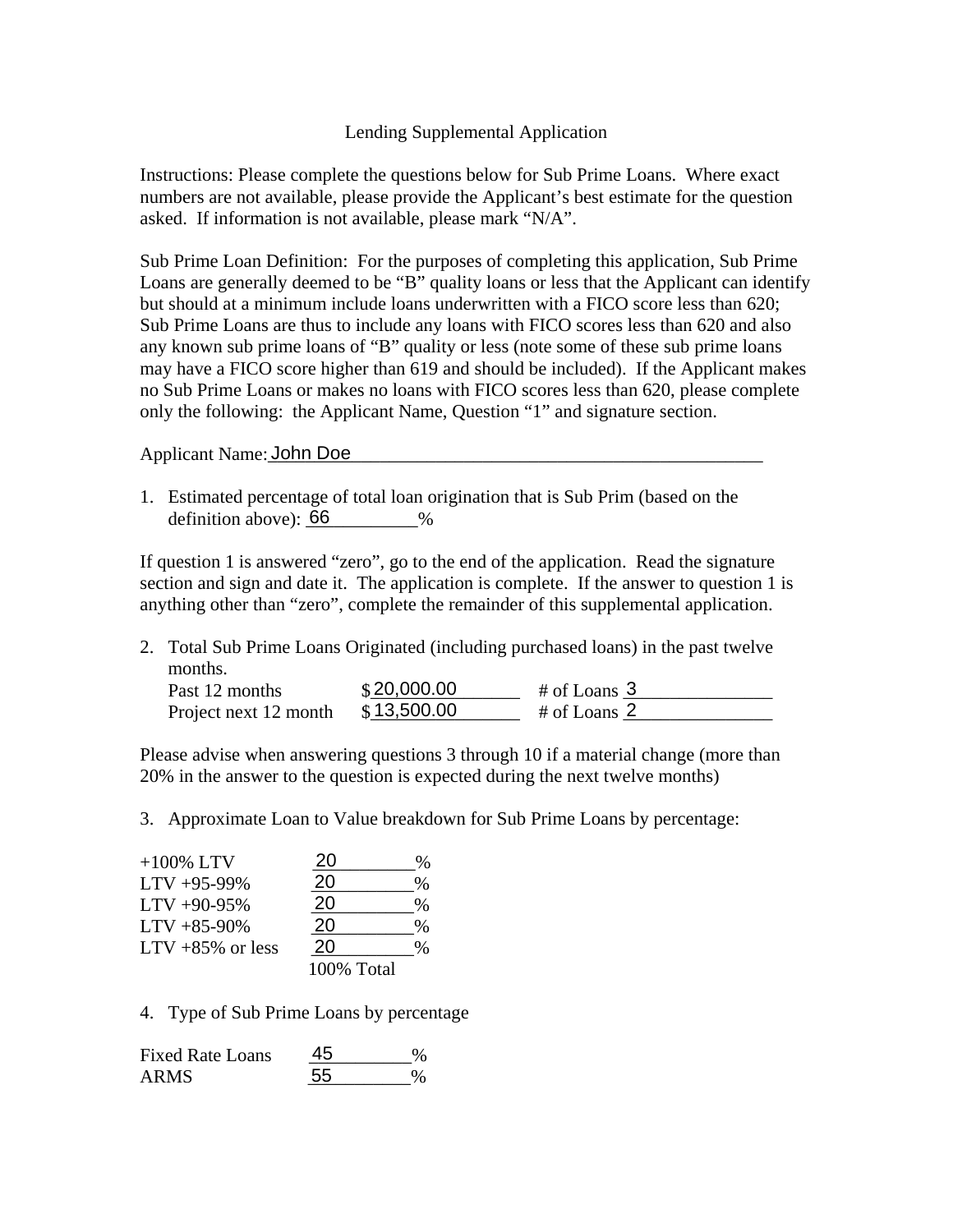# Lending Supplemental Application

Instructions: Please complete the questions below for Sub Prime Loans. Where exact numbers are not available, please provide the Applicant's best estimate for the question asked. If information is not available, please mark "N/A".

Sub Prime Loan Definition: For the purposes of completing this application, Sub Prime Loans are generally deemed to be "B" quality loans or less that the Applicant can identify but should at a minimum include loans underwritten with a FICO score less than 620; Sub Prime Loans are thus to include any loans with FICO scores less than 620 and also any known sub prime loans of "B" quality or less (note some of these sub prime loans may have a FICO score higher than 619 and should be included). If the Applicant makes no Sub Prime Loans or makes no loans with FICO scores less than 620, please complete only the following: the Applicant Name, Question "1" and signature section.

Applicant Name: John Doe

1. Estimated percentage of total loan origination that is Sub Prim (based on the definition above): 66 %

If question 1 is answered "zero", go to the end of the application. Read the signature section and sign and date it. The application is complete. If the answer to question 1 is anything other than "zero", complete the remainder of this supplemental application.

2. Total Sub Prime Loans Originated (including purchased loans) in the past twelve months.

| | | |
|---|---|---|
| Past 12 months | $20,000.00 | # of Loans 3 |
| Project next 12 month | $13,500.00 | # of Loans 2 |

Please advise when answering questions 3 through 10 if a material change (more than 20% in the answer to the question is expected during the next twelve months)

3. Approximate Loan to Value breakdown for Sub Prime Loans by percentage:

| | |
|---|---|
| +100% LTV | 20 % |
| LTV +95-99% | 20 % |
| LTV +90-95% | 20 % |
| LTV +85-90% | 20 % |
| LTV +85% or less | 20 % |
| | 100% Total |

4. Type of Sub Prime Loans by percentage

| | |
|---|---|
| Fixed Rate Loans | 45 % |
| ARMS | 55 % |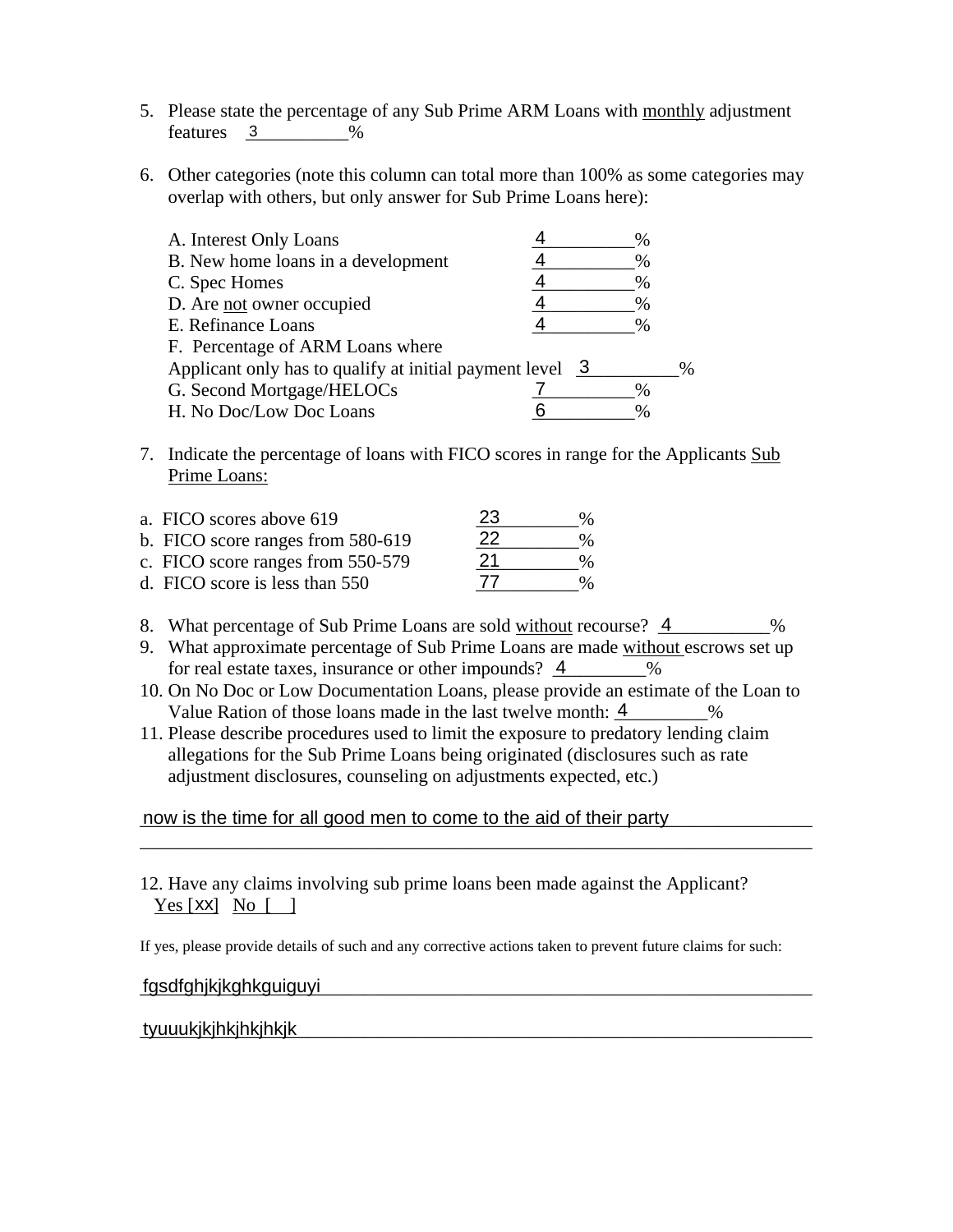5. Please state the percentage of any Sub Prime ARM Loans with <u>monthly</u> adjustment features 3 %

6. Other categories (note this column can total more than 100% as some categories may overlap with others, but only answer for Sub Prime Loans here):

   A. Interest Only Loans 4 %
   B. New home loans in a development 4 %
   C. Spec Homes 4 %
   D. Are <u>not</u> owner occupied 4 %
   E. Refinance Loans 4 %
   F. Percentage of ARM Loans where Applicant only has to qualify at initial payment level 3 %
   G. Second Mortgage/HELOCs 7 %
   H. No Doc/Low Doc Loans 6 %

7. Indicate the percentage of loans with FICO scores in range for the Applicants <u>Sub Prime Loans:</u>

   a. FICO scores above 619 23 %
   b. FICO score ranges from 580-619 22 %
   c. FICO score ranges from 550-579 21 %
   d. FICO score is less than 550 77 %

8. What percentage of Sub Prime Loans are sold <u>without</u> recourse? 4 %
9. What approximate percentage of Sub Prime Loans are made <u>without</u> escrows set up for real estate taxes, insurance or other impounds? 4 %
10. On No Doc or Low Documentation Loans, please provide an estimate of the Loan to Value Ration of those loans made in the last twelve month: 4 %
11. Please describe procedures used to limit the exposure to predatory lending claim allegations for the Sub Prime Loans being originated (disclosures such as rate adjustment disclosures, counseling on adjustments expected, etc.)

now is the time for all good men to come to the aid of their party

12. Have any claims involving sub prime loans been made against the Applicant?
    Yes [xx] No [ ]

If yes, please provide details of such and any corrective actions taken to prevent future claims for such:

fgsdfghjkjkghkguiguyi

tyuuukjkjhkjhkjhkjk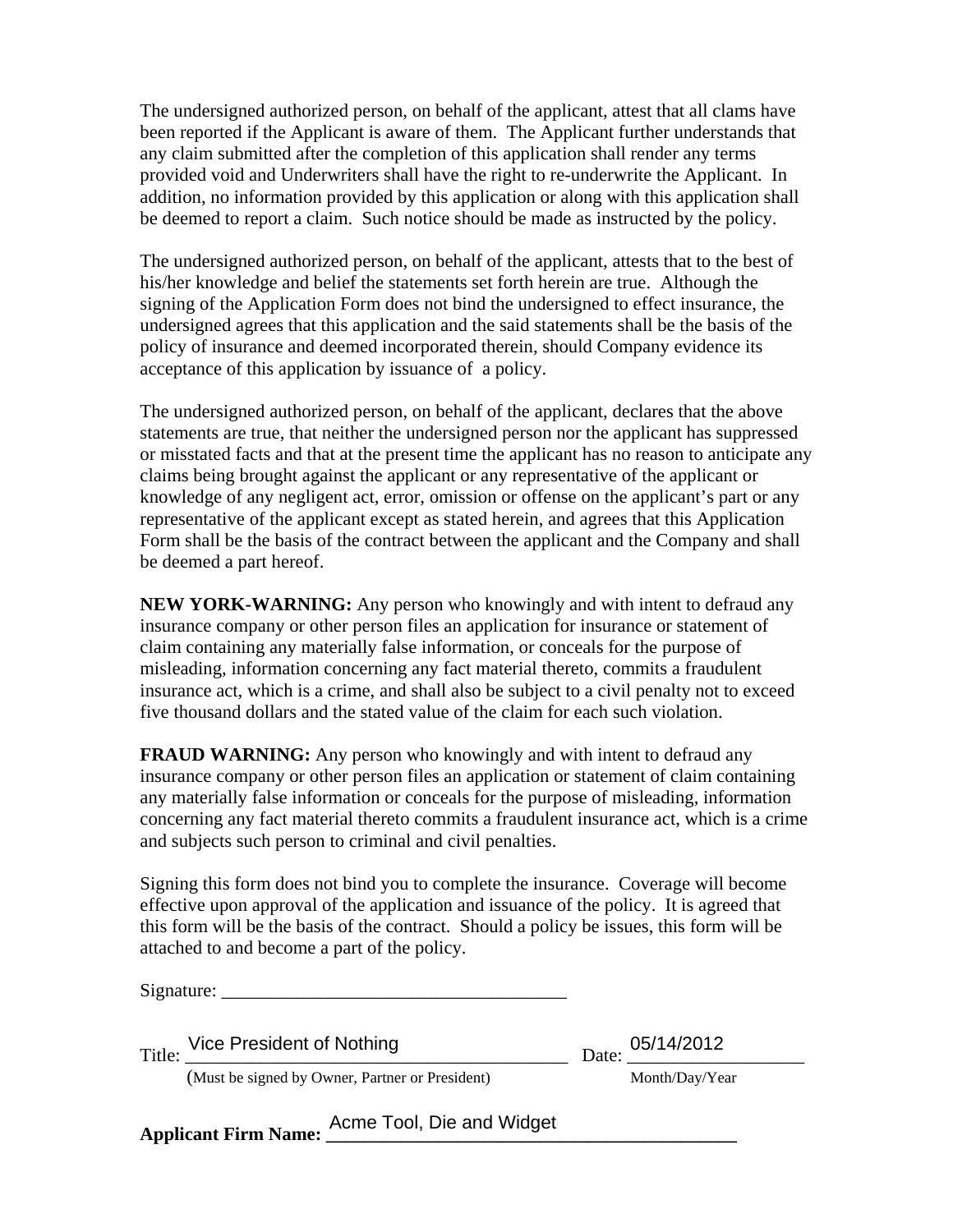The undersigned authorized person, on behalf of the applicant, attest that all clams have been reported if the Applicant is aware of them. The Applicant further understands that any claim submitted after the completion of this application shall render any terms provided void and Underwriters shall have the right to re-underwrite the Applicant. In addition, no information provided by this application or along with this application shall be deemed to report a claim. Such notice should be made as instructed by the policy.

The undersigned authorized person, on behalf of the applicant, attests that to the best of his/her knowledge and belief the statements set forth herein are true. Although the signing of the Application Form does not bind the undersigned to effect insurance, the undersigned agrees that this application and the said statements shall be the basis of the policy of insurance and deemed incorporated therein, should Company evidence its acceptance of this application by issuance of a policy.

The undersigned authorized person, on behalf of the applicant, declares that the above statements are true, that neither the undersigned person nor the applicant has suppressed or misstated facts and that at the present time the applicant has no reason to anticipate any claims being brought against the applicant or any representative of the applicant or knowledge of any negligent act, error, omission or offense on the applicant's part or any representative of the applicant except as stated herein, and agrees that this Application Form shall be the basis of the contract between the applicant and the Company and shall be deemed a part hereof.

**NEW YORK-WARNING:** Any person who knowingly and with intent to defraud any insurance company or other person files an application for insurance or statement of claim containing any materially false information, or conceals for the purpose of misleading, information concerning any fact material thereto, commits a fraudulent insurance act, which is a crime, and shall also be subject to a civil penalty not to exceed five thousand dollars and the stated value of the claim for each such violation.

**FRAUD WARNING:** Any person who knowingly and with intent to defraud any insurance company or other person files an application or statement of claim containing any materially false information or conceals for the purpose of misleading, information concerning any fact material thereto commits a fraudulent insurance act, which is a crime and subjects such person to criminal and civil penalties.

Signing this form does not bind you to complete the insurance. Coverage will become effective upon approval of the application and issuance of the policy. It is agreed that this form will be the basis of the contract. Should a policy be issues, this form will be attached to and become a part of the policy.

Signature: ___________________________________

Title: Vice President of Nothing　　Date: 05/14/2012

(Must be signed by Owner, Partner or President)　　Month/Day/Year

**Applicant Firm Name:** Acme Tool, Die and Widget